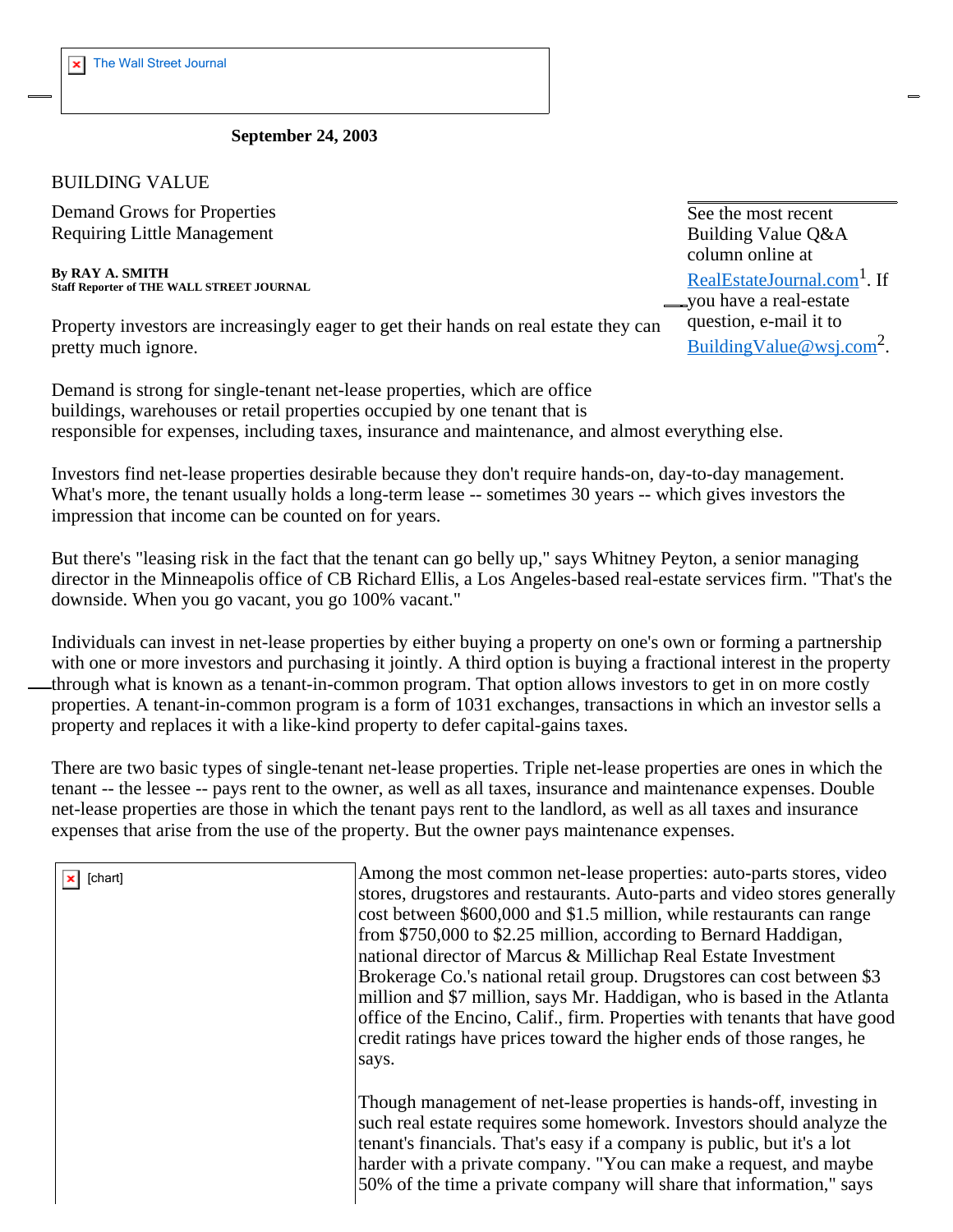The Wall Street Journal

**September 24, 2003**

BUILDING VALUE

# Demand Grows for Properties Requiring Little Management

**By RAY A. SMITH**
**Staff Reporter of THE WALL STREET JOURNAL**

See the most recent Building Value Q&A column online at RealEstateJournal.com[1]. If you have a real-estate question, e-mail it to BuildingValue@wsj.com[2].

Property investors are increasingly eager to get their hands on real estate they can pretty much ignore.

Demand is strong for single-tenant net-lease properties, which are office buildings, warehouses or retail properties occupied by one tenant that is responsible for expenses, including taxes, insurance and maintenance, and almost everything else.

Investors find net-lease properties desirable because they don't require hands-on, day-to-day management. What's more, the tenant usually holds a long-term lease -- sometimes 30 years -- which gives investors the impression that income can be counted on for years.

But there's "leasing risk in the fact that the tenant can go belly up," says Whitney Peyton, a senior managing director in the Minneapolis office of CB Richard Ellis, a Los Angeles-based real-estate services firm. "That's the downside. When you go vacant, you go 100% vacant."

Individuals can invest in net-lease properties by either buying a property on one's own or forming a partnership with one or more investors and purchasing it jointly. A third option is buying a fractional interest in the property through what is known as a tenant-in-common program. That option allows investors to get in on more costly properties. A tenant-in-common program is a form of 1031 exchanges, transactions in which an investor sells a property and replaces it with a like-kind property to defer capital-gains taxes.

There are two basic types of single-tenant net-lease properties. Triple net-lease properties are ones in which the tenant -- the lessee -- pays rent to the owner, as well as all taxes, insurance and maintenance expenses. Double net-lease properties are those in which the tenant pays rent to the landlord, as well as all taxes and insurance expenses that arise from the use of the property. But the owner pays maintenance expenses.

[chart]

Among the most common net-lease properties: auto-parts stores, video stores, drugstores and restaurants. Auto-parts and video stores generally cost between $600,000 and $1.5 million, while restaurants can range from $750,000 to $2.25 million, according to Bernard Haddigan, national director of Marcus & Millichap Real Estate Investment Brokerage Co.'s national retail group. Drugstores can cost between $3 million and $7 million, says Mr. Haddigan, who is based in the Atlanta office of the Encino, Calif., firm. Properties with tenants that have good credit ratings have prices toward the higher ends of those ranges, he says.

Though management of net-lease properties is hands-off, investing in such real estate requires some homework. Investors should analyze the tenant's financials. That's easy if a company is public, but it's a lot harder with a private company. "You can make a request, and maybe 50% of the time a private company will share that information," says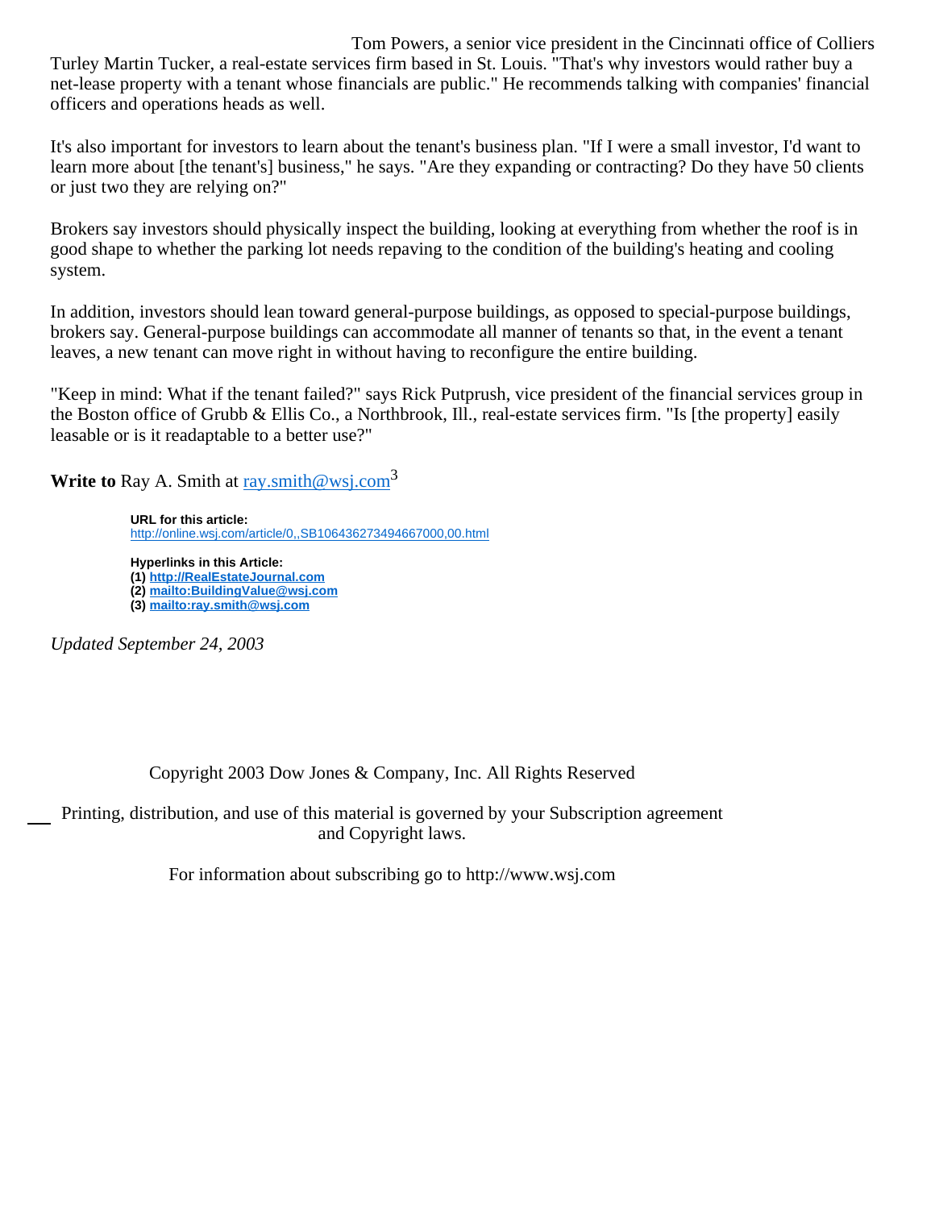Tom Powers, a senior vice president in the Cincinnati office of Colliers Turley Martin Tucker, a real-estate services firm based in St. Louis. "That's why investors would rather buy a net-lease property with a tenant whose financials are public." He recommends talking with companies' financial officers and operations heads as well.

It's also important for investors to learn about the tenant's business plan. "If I were a small investor, I'd want to learn more about [the tenant's] business," he says. "Are they expanding or contracting? Do they have 50 clients or just two they are relying on?"

Brokers say investors should physically inspect the building, looking at everything from whether the roof is in good shape to whether the parking lot needs repaving to the condition of the building's heating and cooling system.

In addition, investors should lean toward general-purpose buildings, as opposed to special-purpose buildings, brokers say. General-purpose buildings can accommodate all manner of tenants so that, in the event a tenant leaves, a new tenant can move right in without having to reconfigure the entire building.

"Keep in mind: What if the tenant failed?" says Rick Putprush, vice president of the financial services group in the Boston office of Grubb & Ellis Co., a Northbrook, Ill., real-estate services firm. "Is [the property] easily leasable or is it readaptable to a better use?"

**Write to** Ray A. Smith at ray.smith@wsj.com[3]

**URL for this article:**
http://online.wsj.com/article/0,,SB106436273494667000,00.html

**Hyperlinks in this Article:**
**(1) http://RealEstateJournal.com**
**(2) mailto:BuildingValue@wsj.com**
**(3) mailto:ray.smith@wsj.com**

*Updated September 24, 2003*

Copyright 2003 Dow Jones & Company, Inc. All Rights Reserved

Printing, distribution, and use of this material is governed by your Subscription agreement and Copyright laws.

For information about subscribing go to http://www.wsj.com